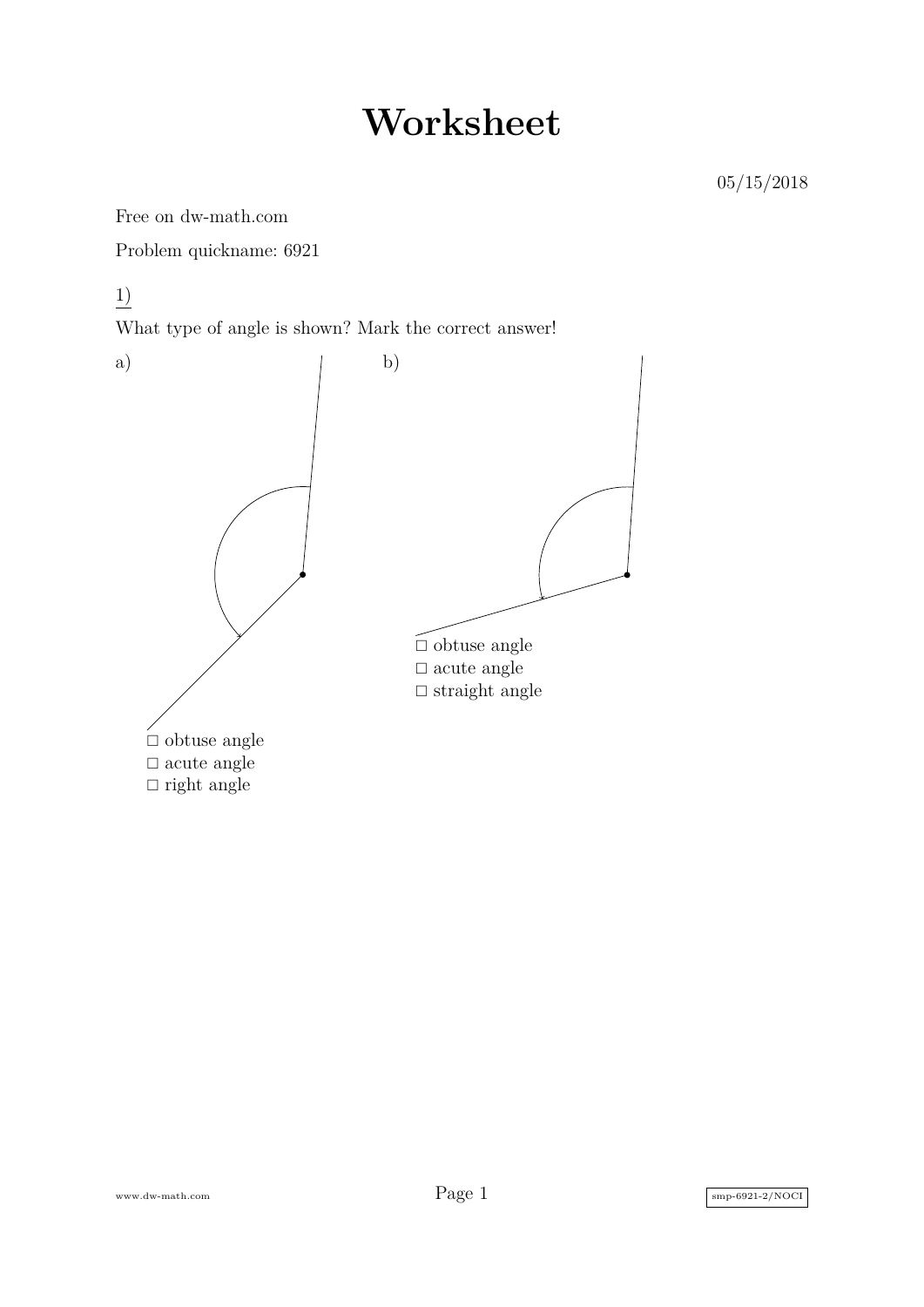# Worksheet

05/15/2018

Free on dw-math.com

Problem quickname: 6921

1)

What type of angle is shown? Mark the correct answer!

a)

□ obtuse angle
□ acute angle
□ right angle

b)

□ obtuse angle
□ acute angle
□ straight angle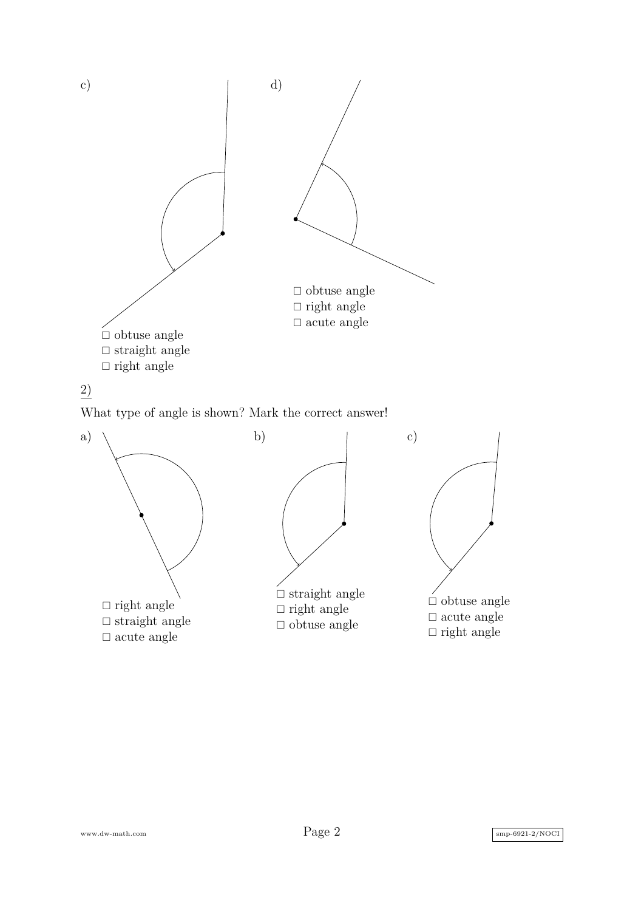c)

□ obtuse angle
□ straight angle
□ right angle

d)

□ obtuse angle
□ right angle
□ acute angle

2)

What type of angle is shown? Mark the correct answer!

a)

□ right angle
□ straight angle
□ acute angle

b)

□ straight angle
□ right angle
□ obtuse angle

c)

□ obtuse angle
□ acute angle
□ right angle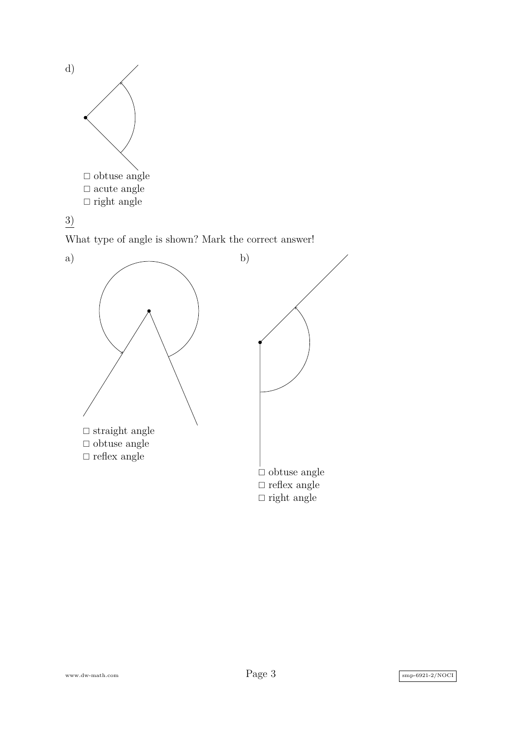d)

- ☐ obtuse angle
- ☐ acute angle
- ☐ right angle

3)

What type of angle is shown? Mark the correct answer!

a)

- ☐ straight angle
- ☐ obtuse angle
- ☐ reflex angle

b)

- ☐ obtuse angle
- ☐ reflex angle
- ☐ right angle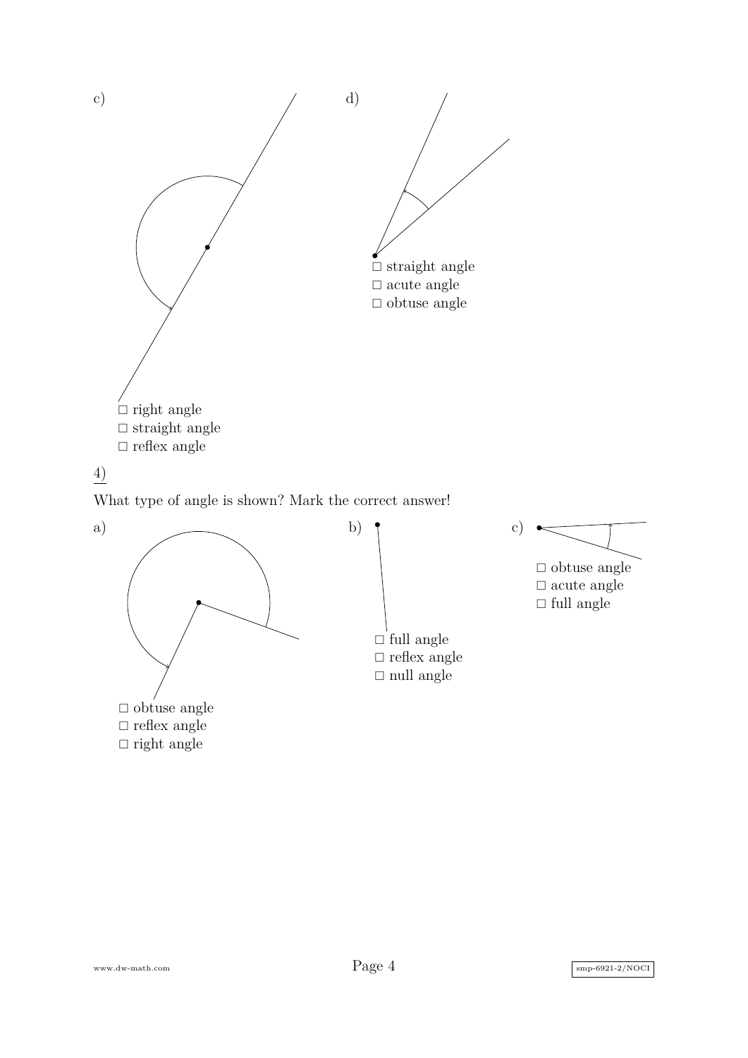c)

□ right angle
□ straight angle
□ reflex angle

d)

□ straight angle
□ acute angle
□ obtuse angle

4)

What type of angle is shown? Mark the correct answer!

a)

□ obtuse angle
□ reflex angle
□ right angle

b)

□ full angle
□ reflex angle
□ null angle

c)

□ obtuse angle
□ acute angle
□ full angle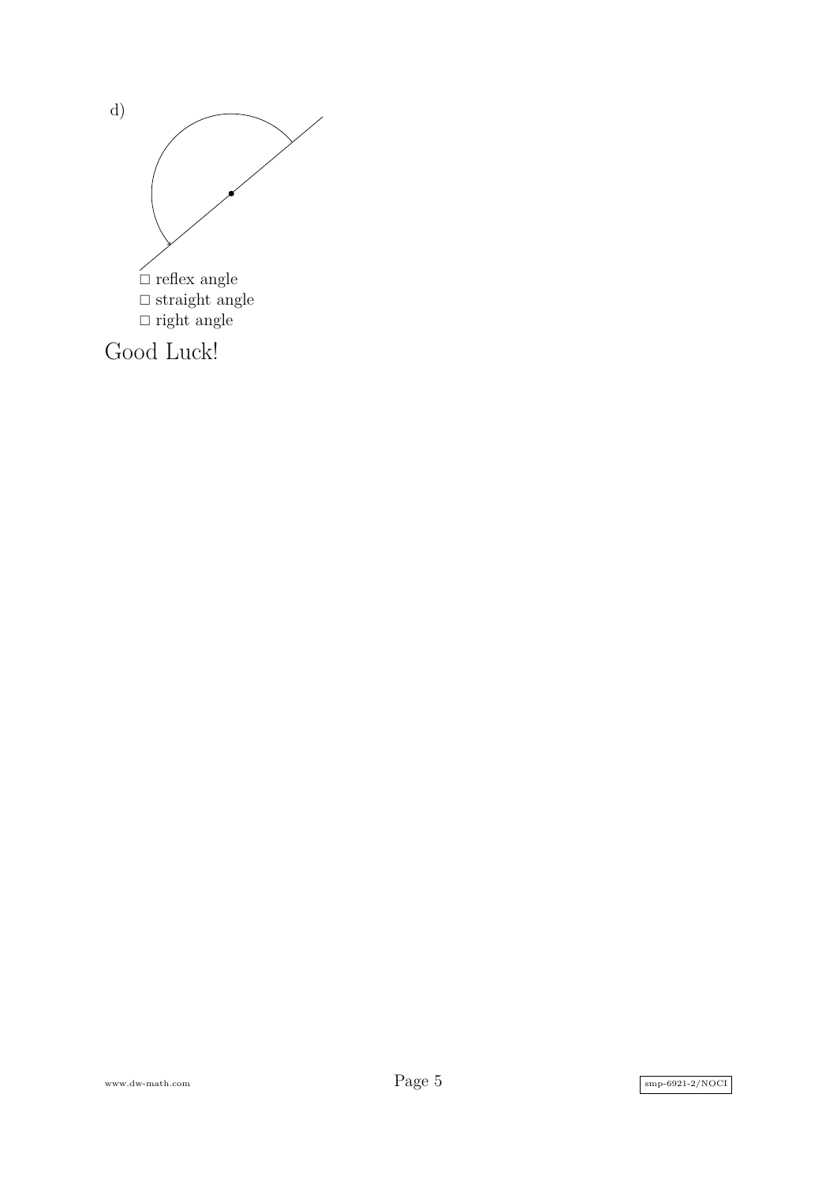d)

- ☐ reflex angle
- ☐ straight angle
- ☐ right angle

Good Luck!